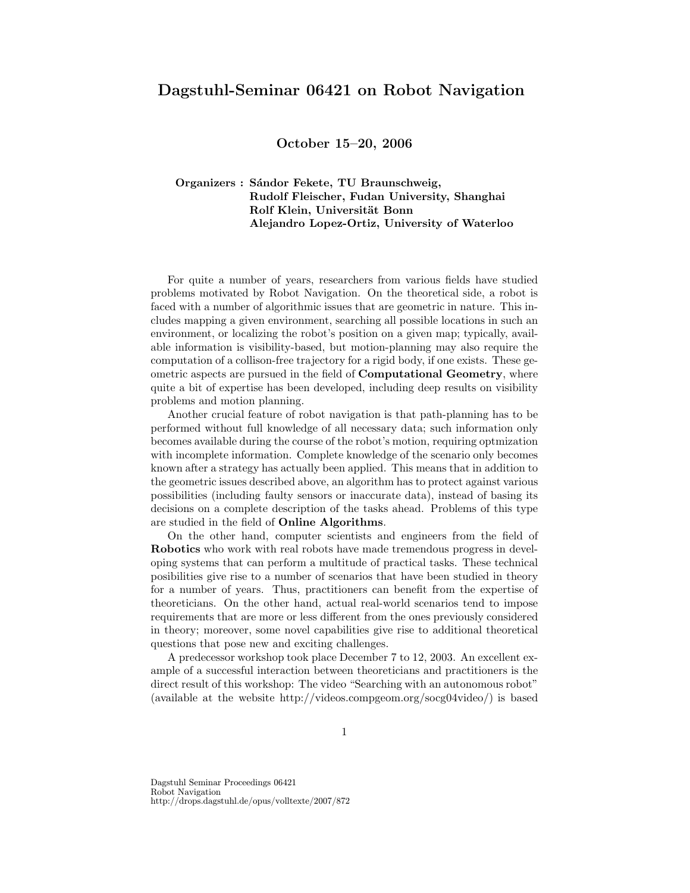# Dagstuhl-Seminar 06421 on Robot Navigation

**October 15–20, 2006**

**Organizers : Sándor Fekete, TU Braunschweig,**
**Rudolf Fleischer, Fudan University, Shanghai**
**Rolf Klein, Universität Bonn**
**Alejandro Lopez-Ortiz, University of Waterloo**

For quite a number of years, researchers from various fields have studied problems motivated by Robot Navigation. On the theoretical side, a robot is faced with a number of algorithmic issues that are geometric in nature. This includes mapping a given environment, searching all possible locations in such an environment, or localizing the robot's position on a given map; typically, available information is visibility-based, but motion-planning may also require the computation of a collison-free trajectory for a rigid body, if one exists. These geometric aspects are pursued in the field of **Computational Geometry**, where quite a bit of expertise has been developed, including deep results on visibility problems and motion planning.

Another crucial feature of robot navigation is that path-planning has to be performed without full knowledge of all necessary data; such information only becomes available during the course of the robot's motion, requiring optmization with incomplete information. Complete knowledge of the scenario only becomes known after a strategy has actually been applied. This means that in addition to the geometric issues described above, an algorithm has to protect against various possibilities (including faulty sensors or inaccurate data), instead of basing its decisions on a complete description of the tasks ahead. Problems of this type are studied in the field of **Online Algorithms**.

On the other hand, computer scientists and engineers from the field of **Robotics** who work with real robots have made tremendous progress in developing systems that can perform a multitude of practical tasks. These technical posibilities give rise to a number of scenarios that have been studied in theory for a number of years. Thus, practitioners can benefit from the expertise of theoreticians. On the other hand, actual real-world scenarios tend to impose requirements that are more or less different from the ones previously considered in theory; moreover, some novel capabilities give rise to additional theoretical questions that pose new and exciting challenges.

A predecessor workshop took place December 7 to 12, 2003. An excellent example of a successful interaction between theoreticians and practitioners is the direct result of this workshop: The video "Searching with an autonomous robot" (available at the website http://videos.compgeom.org/socg04video/) is based

Dagstuhl Seminar Proceedings 06421
Robot Navigation
http://drops.dagstuhl.de/opus/volltexte/2007/872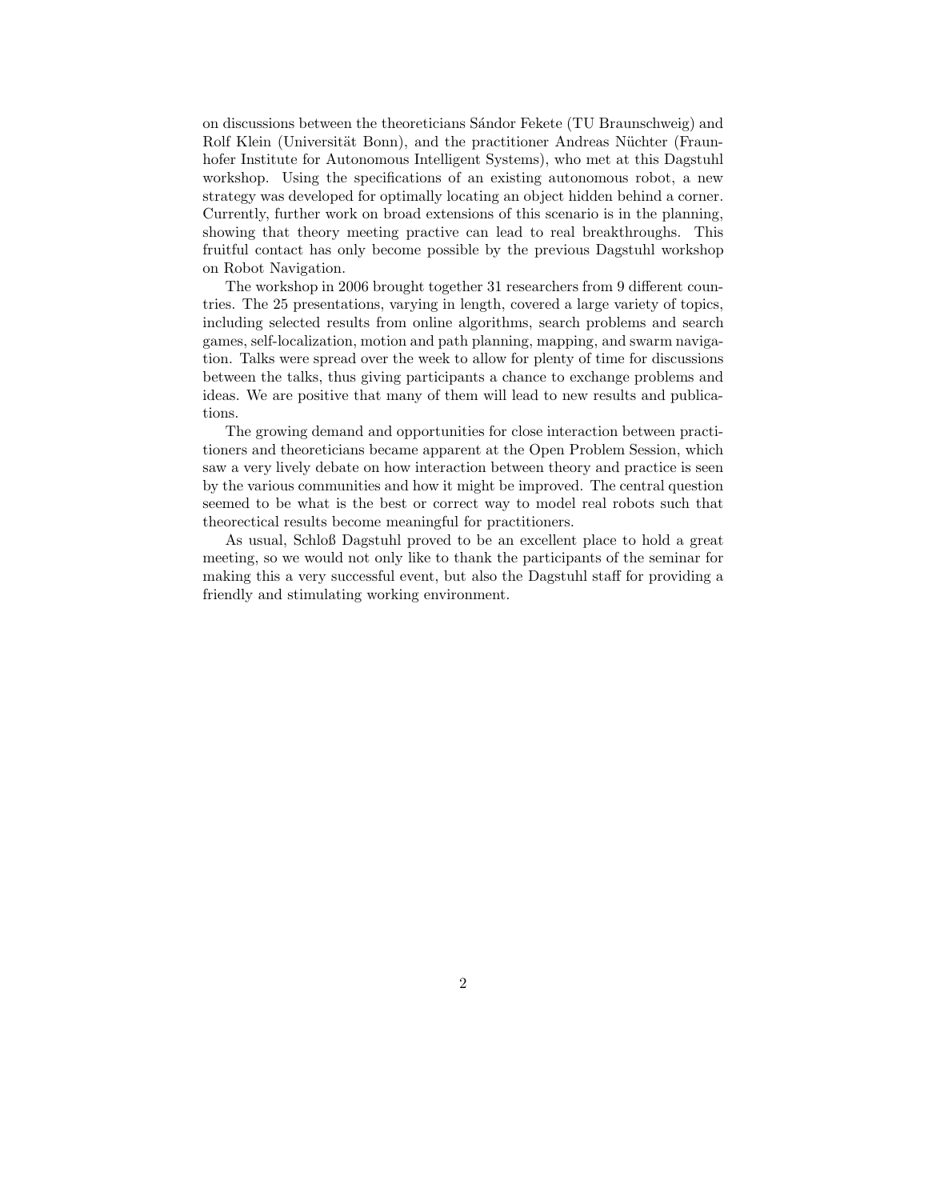on discussions between the theoreticians Sándor Fekete (TU Braunschweig) and Rolf Klein (Universität Bonn), and the practitioner Andreas Nüchter (Fraunhofer Institute for Autonomous Intelligent Systems), who met at this Dagstuhl workshop. Using the specifications of an existing autonomous robot, a new strategy was developed for optimally locating an object hidden behind a corner. Currently, further work on broad extensions of this scenario is in the planning, showing that theory meeting practive can lead to real breakthroughs. This fruitful contact has only become possible by the previous Dagstuhl workshop on Robot Navigation.

The workshop in 2006 brought together 31 researchers from 9 different countries. The 25 presentations, varying in length, covered a large variety of topics, including selected results from online algorithms, search problems and search games, self-localization, motion and path planning, mapping, and swarm navigation. Talks were spread over the week to allow for plenty of time for discussions between the talks, thus giving participants a chance to exchange problems and ideas. We are positive that many of them will lead to new results and publications.

The growing demand and opportunities for close interaction between practitioners and theoreticians became apparent at the Open Problem Session, which saw a very lively debate on how interaction between theory and practice is seen by the various communities and how it might be improved. The central question seemed to be what is the best or correct way to model real robots such that theorectical results become meaningful for practitioners.

As usual, Schloß Dagstuhl proved to be an excellent place to hold a great meeting, so we would not only like to thank the participants of the seminar for making this a very successful event, but also the Dagstuhl staff for providing a friendly and stimulating working environment.